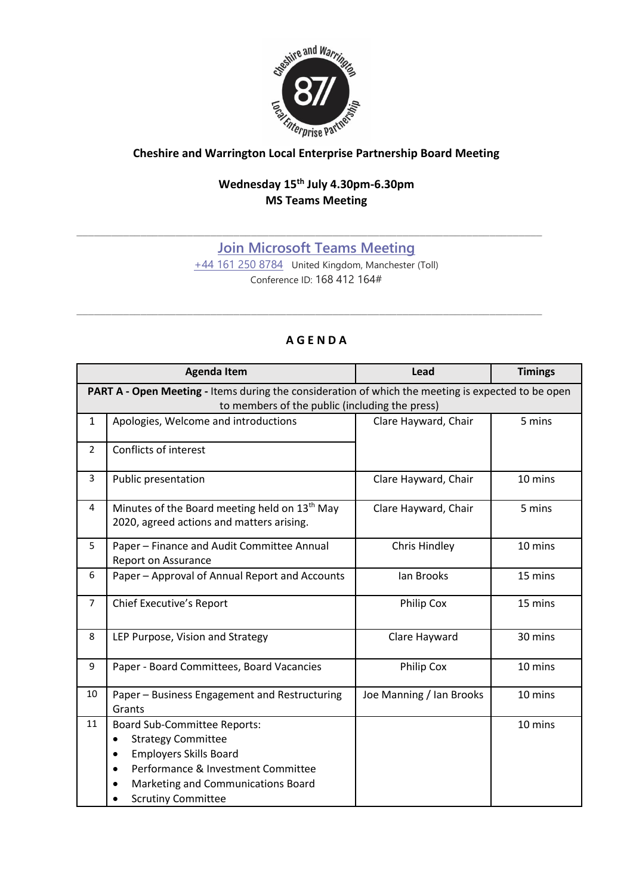**Cheshire and Warrington Local Enterprise Partnership Board Meeting**

**Wednesday 15th July 4.30pm-6.30pm**
**MS Teams Meeting**

---

[Join Microsoft Teams Meeting](#)
+44 161 250 8784 United Kingdom, Manchester (Toll)
Conference ID: 168 412 164#

---

**A G E N D A**

| | Agenda Item | Lead | Timings |
|---|---|---|---|
| **PART A - Open Meeting -** Items during the consideration of which the meeting is expected to be open to members of the public (including the press) | | | |
| 1 | Apologies, Welcome and introductions | Clare Hayward, Chair | 5 mins |
| 2 | Conflicts of interest | | |
| 3 | Public presentation | Clare Hayward, Chair | 10 mins |
| 4 | Minutes of the Board meeting held on 13th May 2020, agreed actions and matters arising. | Clare Hayward, Chair | 5 mins |
| 5 | Paper – Finance and Audit Committee Annual Report on Assurance | Chris Hindley | 10 mins |
| 6 | Paper – Approval of Annual Report and Accounts | Ian Brooks | 15 mins |
| 7 | Chief Executive's Report | Philip Cox | 15 mins |
| 8 | LEP Purpose, Vision and Strategy | Clare Hayward | 30 mins |
| 9 | Paper - Board Committees, Board Vacancies | Philip Cox | 10 mins |
| 10 | Paper – Business Engagement and Restructuring Grants | Joe Manning / Ian Brooks | 10 mins |
| 11 | Board Sub-Committee Reports:<br>• Strategy Committee<br>• Employers Skills Board<br>• Performance & Investment Committee<br>• Marketing and Communications Board<br>• Scrutiny Committee | | 10 mins |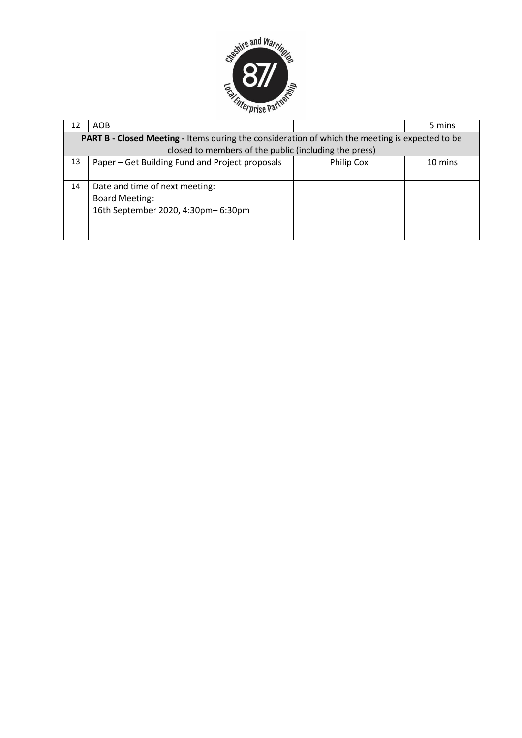| | | | |
|---|---|---|---|
| 12 | AOB | | 5 mins |
| **PART B - Closed Meeting -** Items during the consideration of which the meeting is expected to be closed to members of the public (including the press) | | | |
| 13 | Paper – Get Building Fund and Project proposals | Philip Cox | 10 mins |
| 14 | Date and time of next meeting:<br>Board Meeting:<br>16th September 2020, 4:30pm– 6:30pm | | |